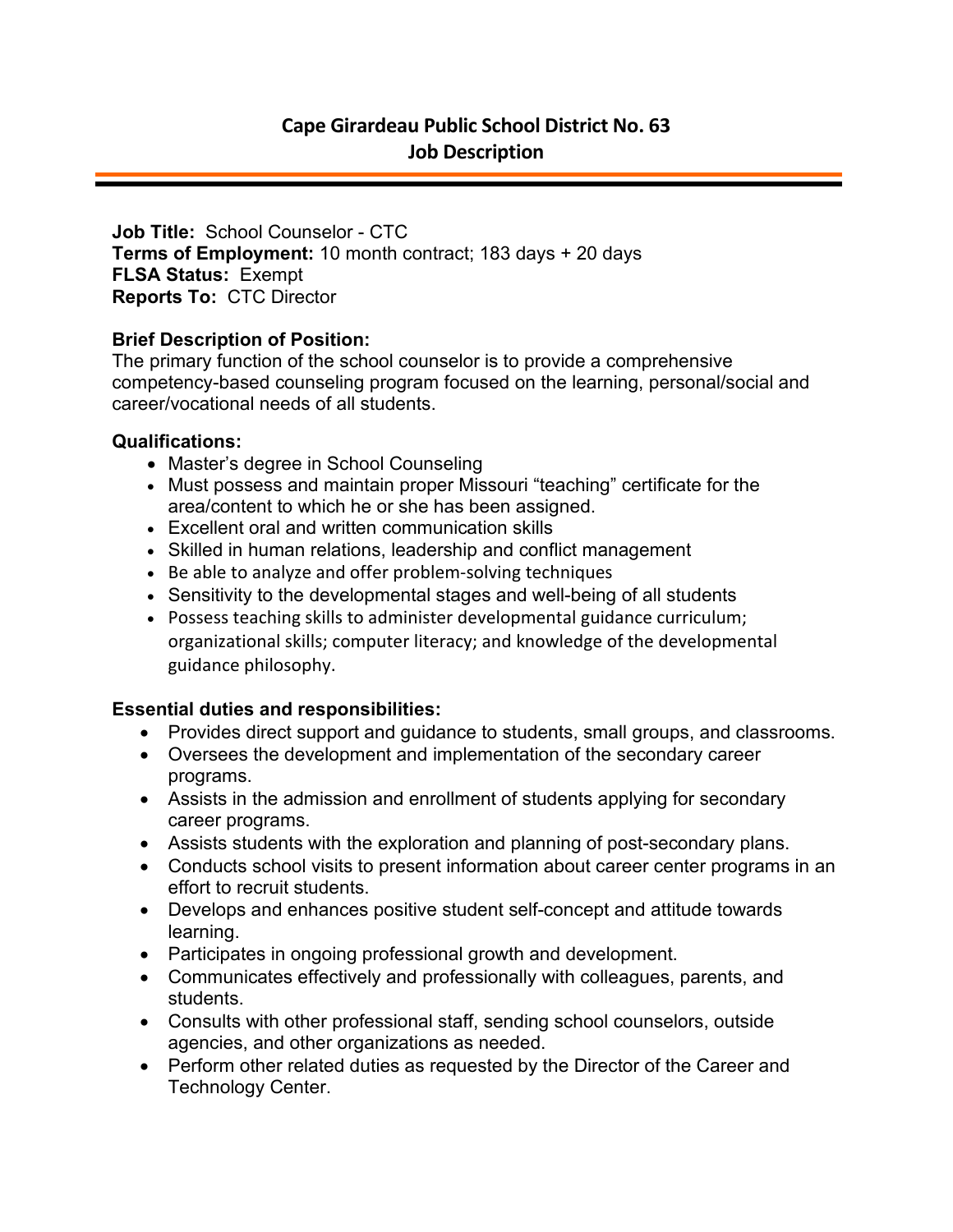# Cape Girardeau Public School District No. 63
## Job Description

**Job Title:** School Counselor - CTC
**Terms of Employment:** 10 month contract; 183 days + 20 days
**FLSA Status:** Exempt
**Reports To:** CTC Director

### Brief Description of Position:

The primary function of the school counselor is to provide a comprehensive competency-based counseling program focused on the learning, personal/social and career/vocational needs of all students.

### Qualifications:

- Master's degree in School Counseling
- Must possess and maintain proper Missouri "teaching" certificate for the area/content to which he or she has been assigned.
- Excellent oral and written communication skills
- Skilled in human relations, leadership and conflict management
- Be able to analyze and offer problem-solving techniques
- Sensitivity to the developmental stages and well-being of all students
- Possess teaching skills to administer developmental guidance curriculum; organizational skills; computer literacy; and knowledge of the developmental guidance philosophy.

### Essential duties and responsibilities:

- Provides direct support and guidance to students, small groups, and classrooms.
- Oversees the development and implementation of the secondary career programs.
- Assists in the admission and enrollment of students applying for secondary career programs.
- Assists students with the exploration and planning of post-secondary plans.
- Conducts school visits to present information about career center programs in an effort to recruit students.
- Develops and enhances positive student self-concept and attitude towards learning.
- Participates in ongoing professional growth and development.
- Communicates effectively and professionally with colleagues, parents, and students.
- Consults with other professional staff, sending school counselors, outside agencies, and other organizations as needed.
- Perform other related duties as requested by the Director of the Career and Technology Center.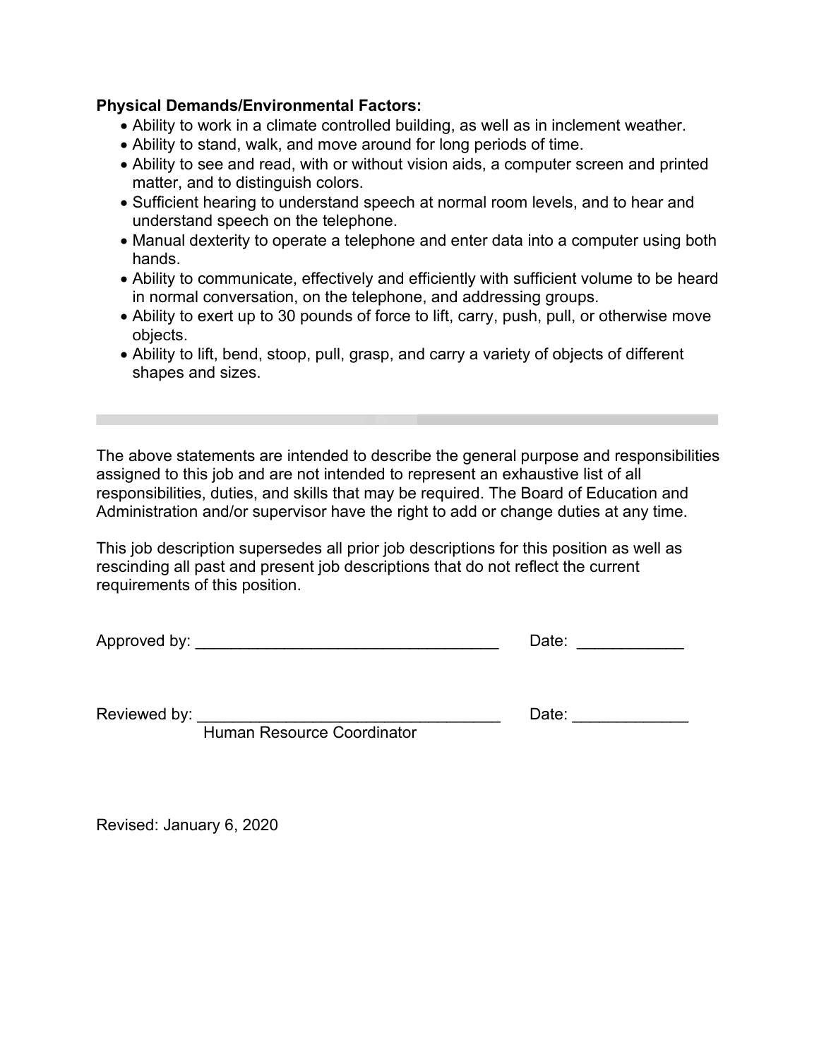**Physical Demands/Environmental Factors:**

- Ability to work in a climate controlled building, as well as in inclement weather.
- Ability to stand, walk, and move around for long periods of time.
- Ability to see and read, with or without vision aids, a computer screen and printed matter, and to distinguish colors.
- Sufficient hearing to understand speech at normal room levels, and to hear and understand speech on the telephone.
- Manual dexterity to operate a telephone and enter data into a computer using both hands.
- Ability to communicate, effectively and efficiently with sufficient volume to be heard in normal conversation, on the telephone, and addressing groups.
- Ability to exert up to 30 pounds of force to lift, carry, push, pull, or otherwise move objects.
- Ability to lift, bend, stoop, pull, grasp, and carry a variety of objects of different shapes and sizes.

---

The above statements are intended to describe the general purpose and responsibilities assigned to this job and are not intended to represent an exhaustive list of all responsibilities, duties, and skills that may be required. The Board of Education and Administration and/or supervisor have the right to add or change duties at any time.

This job description supersedes all prior job descriptions for this position as well as rescinding all past and present job descriptions that do not reflect the current requirements of this position.

Approved by: ___________________________________ Date: ____________

Reviewed by: ___________________________________ Date: _____________
Human Resource Coordinator

Revised: January 6, 2020